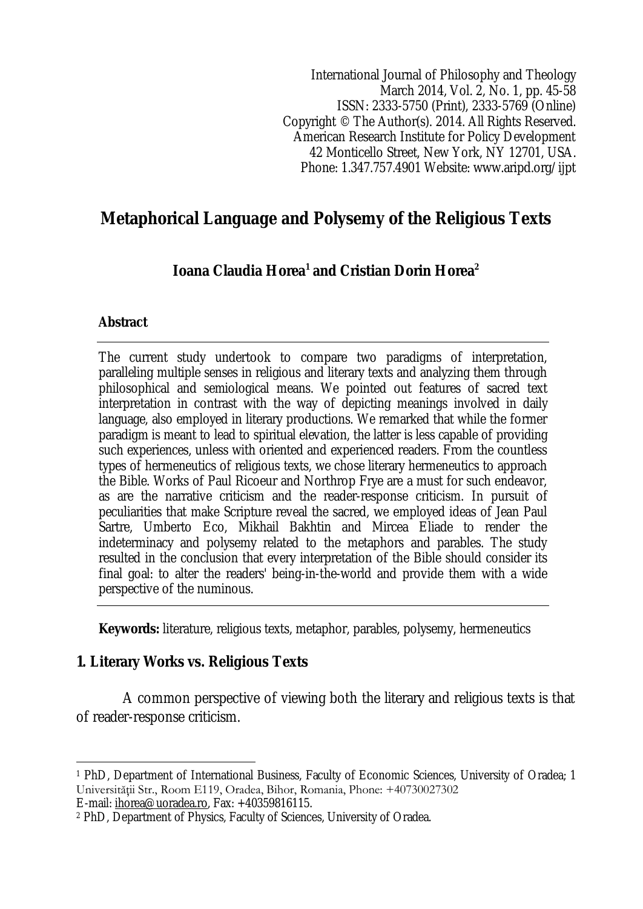International Journal of Philosophy and Theology
March 2014, Vol. 2, No. 1, pp. 45-58
ISSN: 2333-5750 (Print), 2333-5769 (Online)
Copyright © The Author(s). 2014. All Rights Reserved.
American Research Institute for Policy Development
42 Monticello Street, New York, NY 12701, USA.
Phone: 1.347.757.4901 Website: www.aripd.org/ijpt

# Metaphorical Language and Polysemy of the Religious Texts

**Ioana Claudia Horea[1] and Cristian Dorin Horea[2]**

**Abstract**

The current study undertook to compare two paradigms of interpretation, paralleling multiple senses in religious and literary texts and analyzing them through philosophical and semiological means. We pointed out features of sacred text interpretation in contrast with the way of depicting meanings involved in daily language, also employed in literary productions. We remarked that while the former paradigm is meant to lead to spiritual elevation, the latter is less capable of providing such experiences, unless with oriented and experienced readers. From the countless types of hermeneutics of religious texts, we chose literary hermeneutics to approach the Bible. Works of Paul Ricoeur and Northrop Frye are a must for such endeavor, as are the narrative criticism and the reader-response criticism. In pursuit of peculiarities that make Scripture reveal the sacred, we employed ideas of Jean Paul Sartre, Umberto Eco, Mikhail Bakhtin and Mircea Eliade to render the indeterminacy and polysemy related to the metaphors and parables. The study resulted in the conclusion that every interpretation of the Bible should consider its final goal: to alter the readers' being-in-the-world and provide them with a wide perspective of the numinous.

**Keywords:** literature, religious texts, metaphor, parables, polysemy, hermeneutics

## 1. Literary Works vs. Religious Texts

A common perspective of viewing both the literary and religious texts is that of reader-response criticism.

---

[1] PhD, Department of International Business, Faculty of Economic Sciences, University of Oradea; 1 Universităţii Str., Room E119, Oradea, Bihor, Romania, Phone: +40730027302
E-mail: ihorea@uoradea.ro, Fax: +40359816115.

[2] PhD, Department of Physics, Faculty of Sciences, University of Oradea.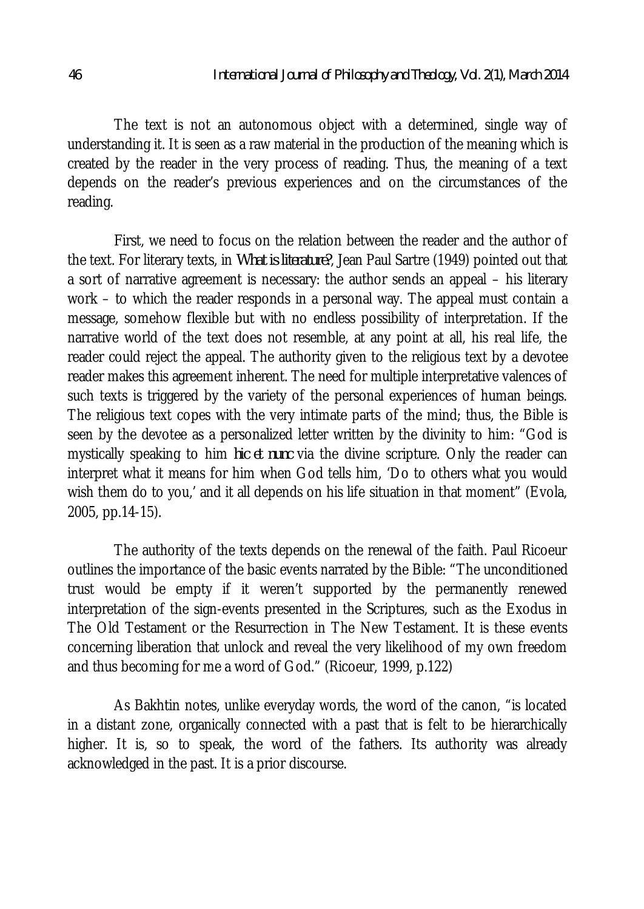The text is not an autonomous object with a determined, single way of understanding it. It is seen as a raw material in the production of the meaning which is created by the reader in the very process of reading. Thus, the meaning of a text depends on the reader's previous experiences and on the circumstances of the reading.

First, we need to focus on the relation between the reader and the author of the text. For literary texts, in *What is literature?*, Jean Paul Sartre (1949) pointed out that a sort of narrative agreement is necessary: the author sends an appeal – his literary work – to which the reader responds in a personal way. The appeal must contain a message, somehow flexible but with no endless possibility of interpretation. If the narrative world of the text does not resemble, at any point at all, his real life, the reader could reject the appeal. The authority given to the religious text by a devotee reader makes this agreement inherent. The need for multiple interpretative valences of such texts is triggered by the variety of the personal experiences of human beings. The religious text copes with the very intimate parts of the mind; thus, the Bible is seen by the devotee as a personalized letter written by the divinity to him: "God is mystically speaking to him *hic et nunc* via the divine scripture. Only the reader can interpret what it means for him when God tells him, 'Do to others what you would wish them do to you,' and it all depends on his life situation in that moment" (Evola, 2005, pp.14-15).

The authority of the texts depends on the renewal of the faith. Paul Ricoeur outlines the importance of the basic events narrated by the Bible: "The unconditioned trust would be empty if it weren't supported by the permanently renewed interpretation of the sign-events presented in the Scriptures, such as the Exodus in The Old Testament or the Resurrection in The New Testament. It is these events concerning liberation that unlock and reveal the very likelihood of my own freedom and thus becoming for me a word of God." (Ricoeur, 1999, p.122)

As Bakhtin notes, unlike everyday words, the word of the canon, "is located in a distant zone, organically connected with a past that is felt to be hierarchically higher. It is, so to speak, the word of the fathers. Its authority was already acknowledged in the past. It is a prior discourse.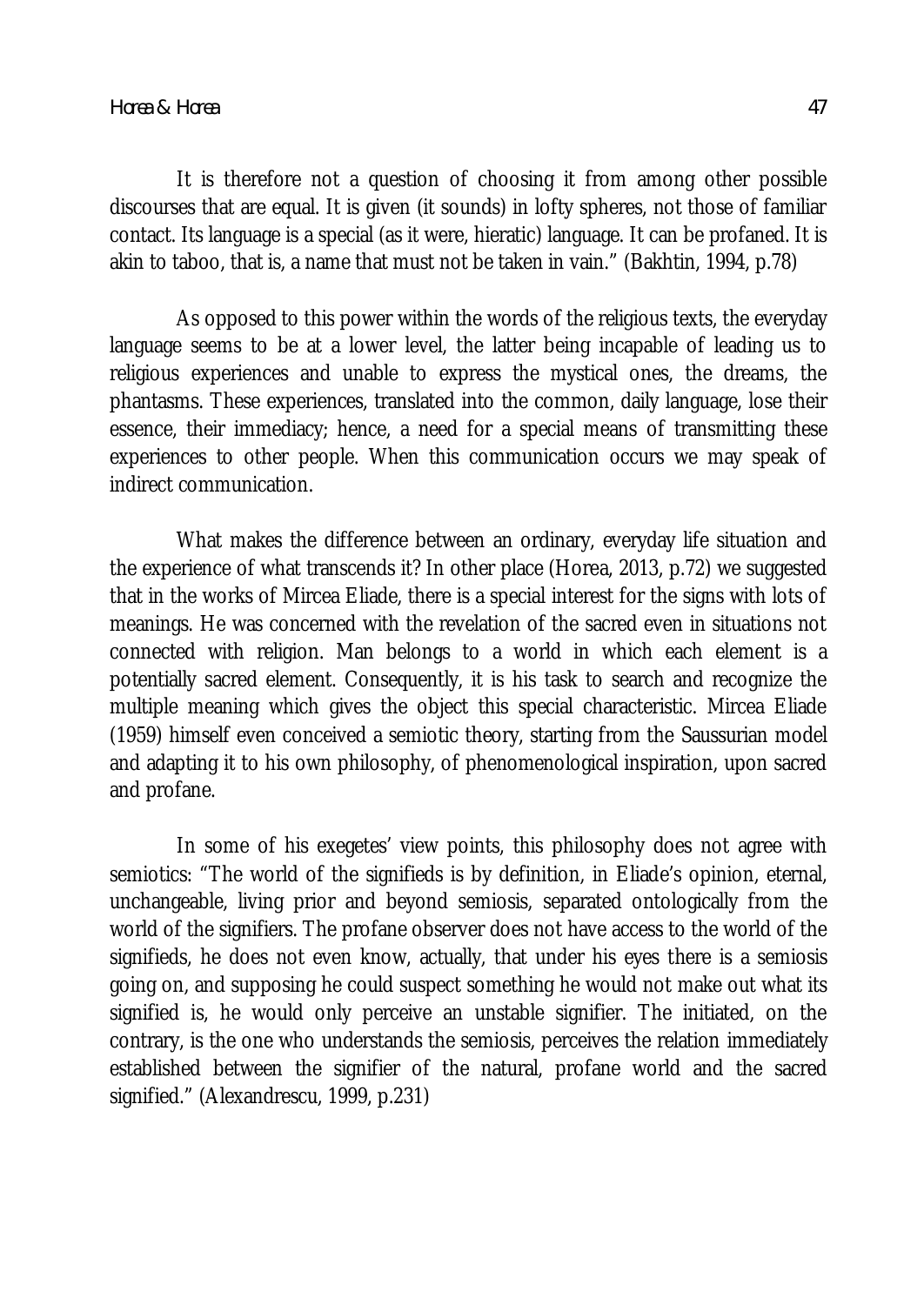It is therefore not a question of choosing it from among other possible discourses that are equal. It is given (it sounds) in lofty spheres, not those of familiar contact. Its language is a special (as it were, hieratic) language. It can be profaned. It is akin to taboo, that is, a name that must not be taken in vain." (Bakhtin, 1994, p.78)

As opposed to this power within the words of the religious texts, the everyday language seems to be at a lower level, the latter being incapable of leading us to religious experiences and unable to express the mystical ones, the dreams, the phantasms. These experiences, translated into the common, daily language, lose their essence, their immediacy; hence, a need for a special means of transmitting these experiences to other people. When this communication occurs we may speak of indirect communication.

What makes the difference between an ordinary, everyday life situation and the experience of what transcends it? In other place (Horea, 2013, p.72) we suggested that in the works of Mircea Eliade, there is a special interest for the signs with lots of meanings. He was concerned with the revelation of the sacred even in situations not connected with religion. Man belongs to a world in which each element is a potentially sacred element. Consequently, it is his task to search and recognize the multiple meaning which gives the object this special characteristic. Mircea Eliade (1959) himself even conceived a semiotic theory, starting from the Saussurian model and adapting it to his own philosophy, of phenomenological inspiration, upon sacred and profane.

In some of his exegetes' view points, this philosophy does not agree with semiotics: "The world of the signifieds is by definition, in Eliade's opinion, eternal, unchangeable, living prior and beyond semiosis, separated ontologically from the world of the signifiers. The profane observer does not have access to the world of the signifieds, he does not even know, actually, that under his eyes there is a semiosis going on, and supposing he could suspect something he would not make out what its signified is, he would only perceive an unstable signifier. The initiated, on the contrary, is the one who understands the semiosis, perceives the relation immediately established between the signifier of the natural, profane world and the sacred signified." (Alexandrescu, 1999, p.231)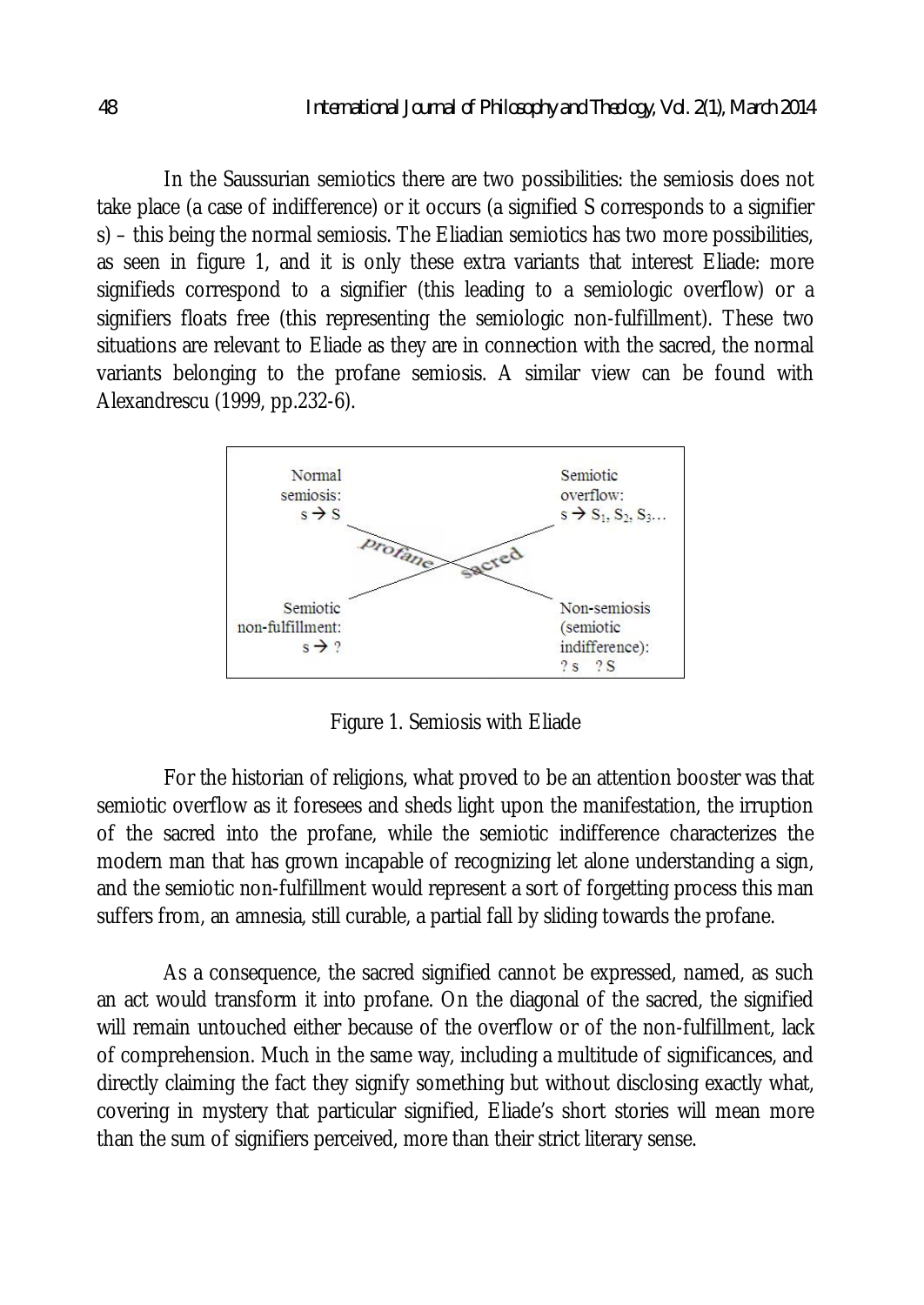In the Saussurian semiotics there are two possibilities: the semiosis does not take place (a case of indifference) or it occurs (a signified S corresponds to a signifier s) – this being the normal semiosis. The Eliadian semiotics has two more possibilities, as seen in figure 1, and it is only these extra variants that interest Eliade: more signifieds correspond to a signifier (this leading to a semiologic overflow) or a signifiers floats free (this representing the semiologic non-fulfillment). These two situations are relevant to Eliade as they are in connection with the sacred, the normal variants belonging to the profane semiosis. A similar view can be found with Alexandrescu (1999, pp.232-6).

| | |
|---|---|
| Normal semiosis: $s \rightarrow S$ | Semiotic overflow: $s \rightarrow S_1, S_2, S_3\ldots$ |
| Semiotic non-fulfillment: $s \rightarrow ?$ | Non-semiosis (semiotic indifference): $?s \quad ?S$ |

profane / sacred

Figure 1. Semiosis with Eliade

For the historian of religions, what proved to be an attention booster was that semiotic overflow as it foresees and sheds light upon the manifestation, the irruption of the sacred into the profane, while the semiotic indifference characterizes the modern man that has grown incapable of recognizing let alone understanding a sign, and the semiotic non-fulfillment would represent a sort of forgetting process this man suffers from, an amnesia, still curable, a partial fall by sliding towards the profane.

As a consequence, the sacred signified cannot be expressed, named, as such an act would transform it into profane. On the diagonal of the sacred, the signified will remain untouched either because of the overflow or of the non-fulfillment, lack of comprehension. Much in the same way, including a multitude of significances, and directly claiming the fact they signify something but without disclosing exactly what, covering in mystery that particular signified, Eliade's short stories will mean more than the sum of signifiers perceived, more than their strict literary sense.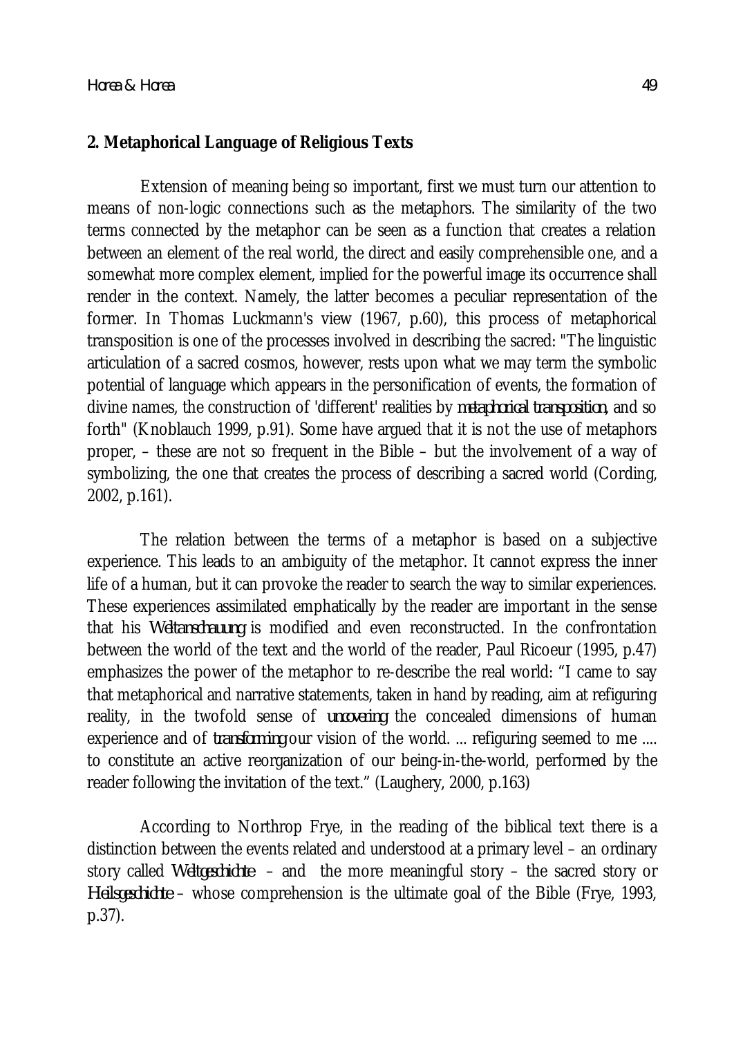## 2. Metaphorical Language of Religious Texts

Extension of meaning being so important, first we must turn our attention to means of non-logic connections such as the metaphors. The similarity of the two terms connected by the metaphor can be seen as a function that creates a relation between an element of the real world, the direct and easily comprehensible one, and a somewhat more complex element, implied for the powerful image its occurrence shall render in the context. Namely, the latter becomes a peculiar representation of the former. In Thomas Luckmann's view (1967, p.60), this process of metaphorical transposition is one of the processes involved in describing the sacred: "The linguistic articulation of a sacred cosmos, however, rests upon what we may term the symbolic potential of language which appears in the personification of events, the formation of divine names, the construction of 'different' realities by *metaphorical transposition*, and so forth" (Knoblauch 1999, p.91). Some have argued that it is not the use of metaphors proper, – these are not so frequent in the Bible – but the involvement of a way of symbolizing, the one that creates the process of describing a sacred world (Cording, 2002, p.161).

The relation between the terms of a metaphor is based on a subjective experience. This leads to an ambiguity of the metaphor. It cannot express the inner life of a human, but it can provoke the reader to search the way to similar experiences. These experiences assimilated emphatically by the reader are important in the sense that his *Weltanschauung* is modified and even reconstructed. In the confrontation between the world of the text and the world of the reader, Paul Ricoeur (1995, p.47) emphasizes the power of the metaphor to re-describe the real world: "I came to say that metaphorical and narrative statements, taken in hand by reading, aim at refiguring reality, in the twofold sense of *uncovering* the concealed dimensions of human experience and of *transforming* our vision of the world. ... refiguring seemed to me .... to constitute an active reorganization of our being-in-the-world, performed by the reader following the invitation of the text." (Laughery, 2000, p.163)

According to Northrop Frye, in the reading of the biblical text there is a distinction between the events related and understood at a primary level – an ordinary story called *Weltgeschichte* – and the more meaningful story – the sacred story or *Heilsgeschichte* – whose comprehension is the ultimate goal of the Bible (Frye, 1993, p.37).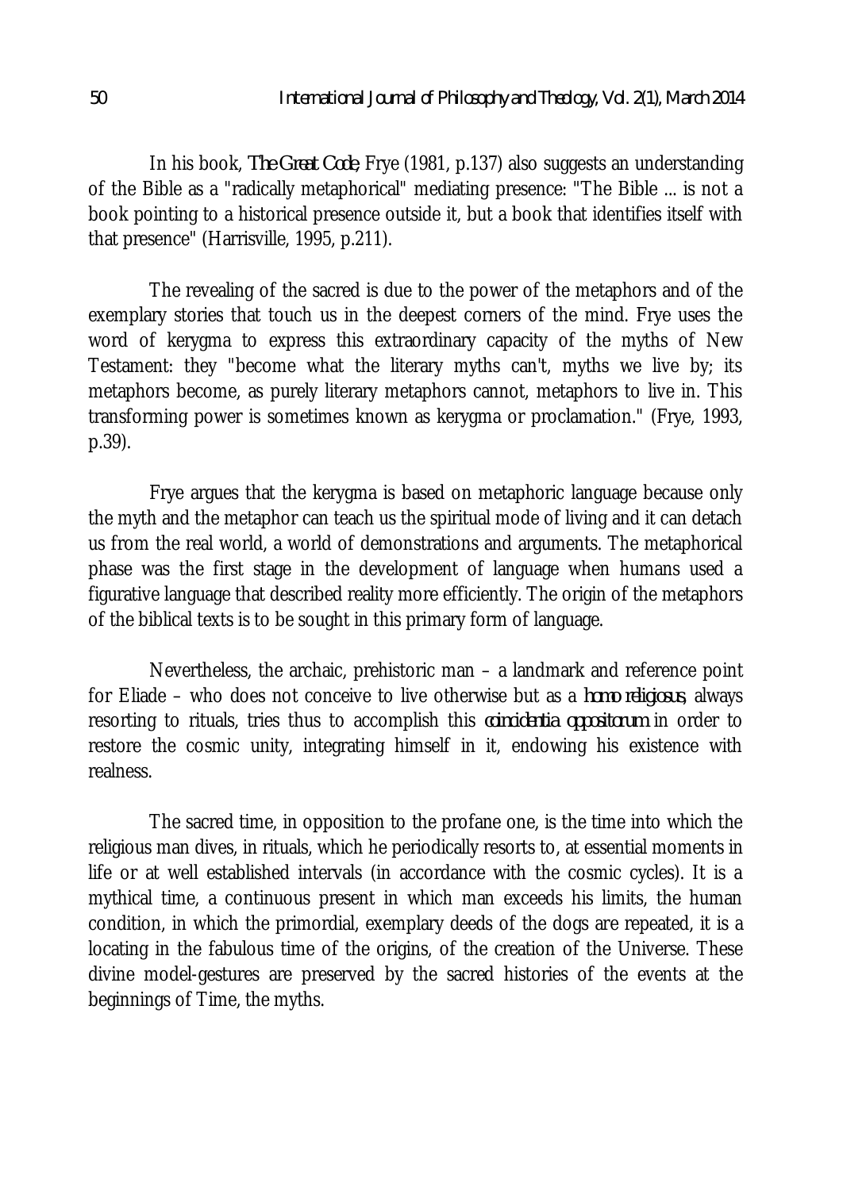In his book, *The Great Code*, Frye (1981, p.137) also suggests an understanding of the Bible as a "radically metaphorical" mediating presence: "The Bible ... is not a book pointing to a historical presence outside it, but a book that identifies itself with that presence" (Harrisville, 1995, p.211).

The revealing of the sacred is due to the power of the metaphors and of the exemplary stories that touch us in the deepest corners of the mind. Frye uses the word of kerygma to express this extraordinary capacity of the myths of New Testament: they "become what the literary myths can't, myths we live by; its metaphors become, as purely literary metaphors cannot, metaphors to live in. This transforming power is sometimes known as kerygma or proclamation." (Frye, 1993, p.39).

Frye argues that the kerygma is based on metaphoric language because only the myth and the metaphor can teach us the spiritual mode of living and it can detach us from the real world, a world of demonstrations and arguments. The metaphorical phase was the first stage in the development of language when humans used a figurative language that described reality more efficiently. The origin of the metaphors of the biblical texts is to be sought in this primary form of language.

Nevertheless, the archaic, prehistoric man – a landmark and reference point for Eliade – who does not conceive to live otherwise but as a *homo religiosus*, always resorting to rituals, tries thus to accomplish this *coincidentia oppositorum* in order to restore the cosmic unity, integrating himself in it, endowing his existence with realness.

The sacred time, in opposition to the profane one, is the time into which the religious man dives, in rituals, which he periodically resorts to, at essential moments in life or at well established intervals (in accordance with the cosmic cycles). It is a mythical time, a continuous present in which man exceeds his limits, the human condition, in which the primordial, exemplary deeds of the dogs are repeated, it is a locating in the fabulous time of the origins, of the creation of the Universe. These divine model-gestures are preserved by the sacred histories of the events at the beginnings of Time, the myths.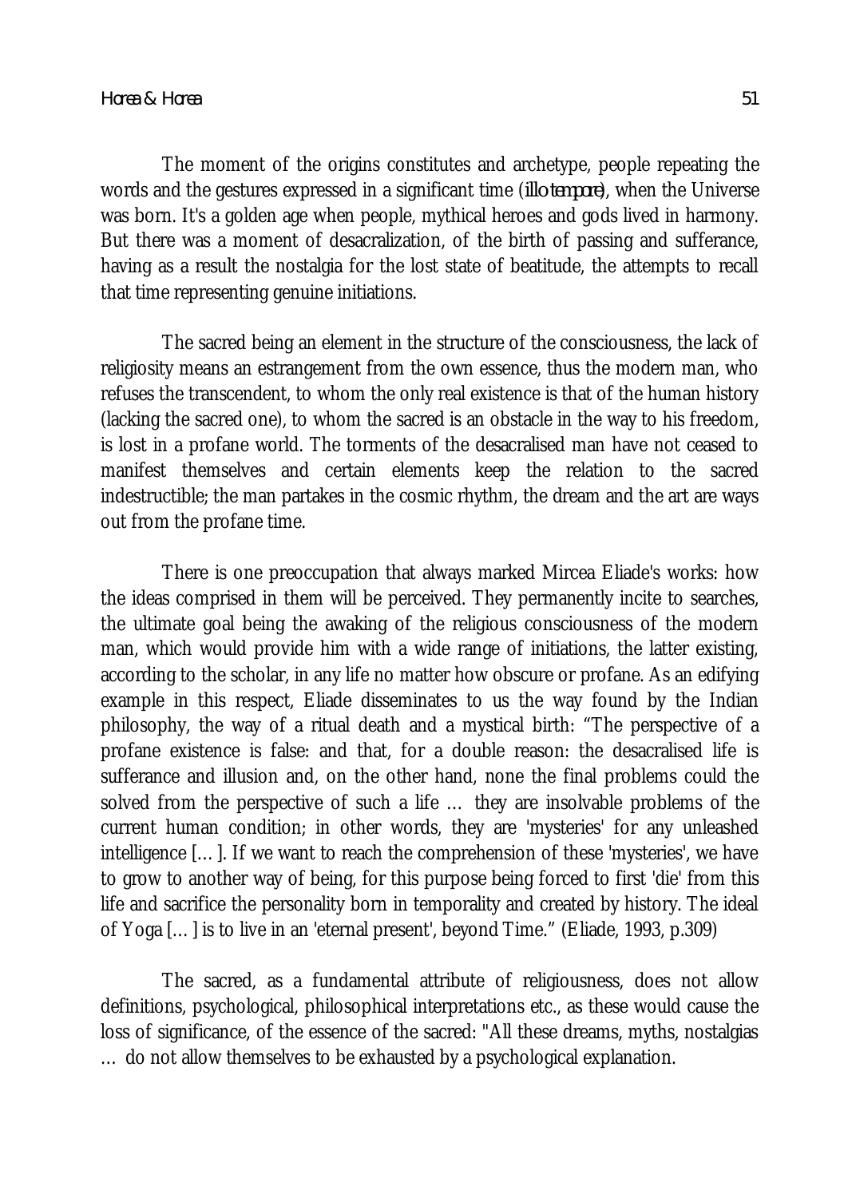The moment of the origins constitutes and archetype, people repeating the words and the gestures expressed in a significant time (*illo tempore*), when the Universe was born. It's a golden age when people, mythical heroes and gods lived in harmony. But there was a moment of desacralization, of the birth of passing and sufferance, having as a result the nostalgia for the lost state of beatitude, the attempts to recall that time representing genuine initiations.

The sacred being an element in the structure of the consciousness, the lack of religiosity means an estrangement from the own essence, thus the modern man, who refuses the transcendent, to whom the only real existence is that of the human history (lacking the sacred one), to whom the sacred is an obstacle in the way to his freedom, is lost in a profane world. The torments of the desacralised man have not ceased to manifest themselves and certain elements keep the relation to the sacred indestructible; the man partakes in the cosmic rhythm, the dream and the art are ways out from the profane time.

There is one preoccupation that always marked Mircea Eliade's works: how the ideas comprised in them will be perceived. They permanently incite to searches, the ultimate goal being the awaking of the religious consciousness of the modern man, which would provide him with a wide range of initiations, the latter existing, according to the scholar, in any life no matter how obscure or profane. As an edifying example in this respect, Eliade disseminates to us the way found by the Indian philosophy, the way of a ritual death and a mystical birth: "The perspective of a profane existence is false: and that, for a double reason: the desacralised life is sufferance and illusion and, on the other hand, none the final problems could the solved from the perspective of such a life … they are insolvable problems of the current human condition; in other words, they are 'mysteries' for any unleashed intelligence […]. If we want to reach the comprehension of these 'mysteries', we have to grow to another way of being, for this purpose being forced to first 'die' from this life and sacrifice the personality born in temporality and created by history. The ideal of Yoga […] is to live in an 'eternal present', beyond Time." (Eliade, 1993, p.309)

The sacred, as a fundamental attribute of religiousness, does not allow definitions, psychological, philosophical interpretations etc., as these would cause the loss of significance, of the essence of the sacred: "All these dreams, myths, nostalgias … do not allow themselves to be exhausted by a psychological explanation.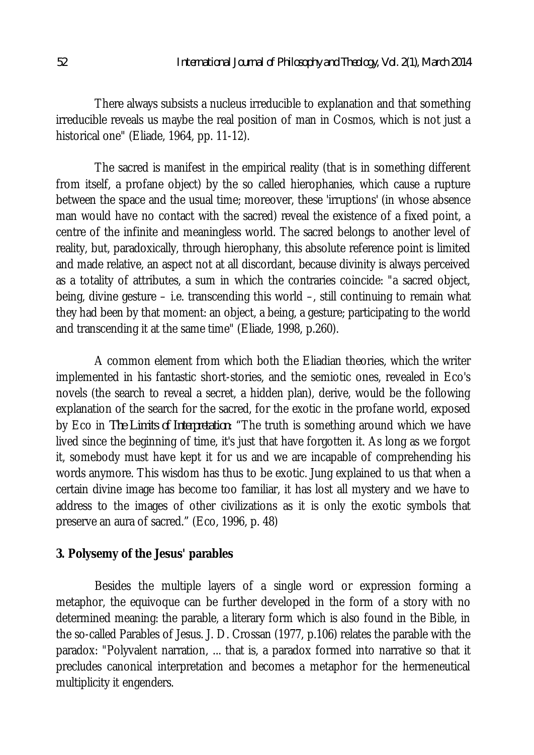There always subsists a nucleus irreducible to explanation and that something irreducible reveals us maybe the real position of man in Cosmos, which is not just a historical one" (Eliade, 1964, pp. 11-12).

The sacred is manifest in the empirical reality (that is in something different from itself, a profane object) by the so called hierophanies, which cause a rupture between the space and the usual time; moreover, these 'irruptions' (in whose absence man would have no contact with the sacred) reveal the existence of a fixed point, a centre of the infinite and meaningless world. The sacred belongs to another level of reality, but, paradoxically, through hierophany, this absolute reference point is limited and made relative, an aspect not at all discordant, because divinity is always perceived as a totality of attributes, a sum in which the contraries coincide: "a sacred object, being, divine gesture – i.e. transcending this world –, still continuing to remain what they had been by that moment: an object, a being, a gesture; participating to the world and transcending it at the same time" (Eliade, 1998, p.260).

A common element from which both the Eliadian theories, which the writer implemented in his fantastic short-stories, and the semiotic ones, revealed in Eco's novels (the search to reveal a secret, a hidden plan), derive, would be the following explanation of the search for the sacred, for the exotic in the profane world, exposed by Eco in *The Limits of Interpretation*: "The truth is something around which we have lived since the beginning of time, it's just that have forgotten it. As long as we forgot it, somebody must have kept it for us and we are incapable of comprehending his words anymore. This wisdom has thus to be exotic. Jung explained to us that when a certain divine image has become too familiar, it has lost all mystery and we have to address to the images of other civilizations as it is only the exotic symbols that preserve an aura of sacred." (Eco, 1996, p. 48)

## 3. Polysemy of the Jesus' parables

Besides the multiple layers of a single word or expression forming a metaphor, the equivoque can be further developed in the form of a story with no determined meaning: the parable, a literary form which is also found in the Bible, in the so-called Parables of Jesus. J. D. Crossan (1977, p.106) relates the parable with the paradox: "Polyvalent narration, ... that is, a paradox formed into narrative so that it precludes canonical interpretation and becomes a metaphor for the hermeneutical multiplicity it engenders.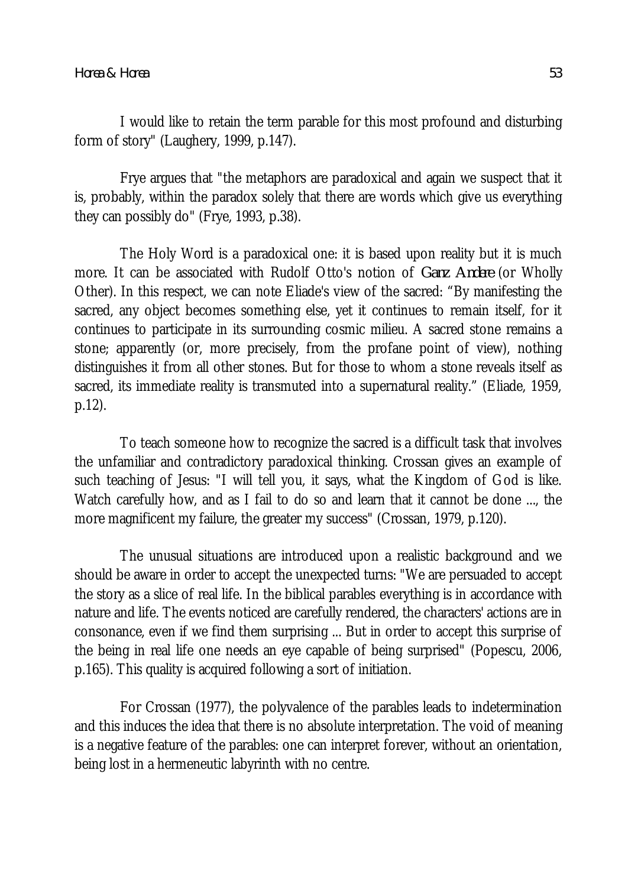I would like to retain the term parable for this most profound and disturbing form of story" (Laughery, 1999, p.147).

Frye argues that "the metaphors are paradoxical and again we suspect that it is, probably, within the paradox solely that there are words which give us everything they can possibly do" (Frye, 1993, p.38).

The Holy Word is a paradoxical one: it is based upon reality but it is much more. It can be associated with Rudolf Otto's notion of *Ganz Andere* (or Wholly Other). In this respect, we can note Eliade's view of the sacred: "By manifesting the sacred, any object becomes something else, yet it continues to remain itself, for it continues to participate in its surrounding cosmic milieu. A sacred stone remains a stone; apparently (or, more precisely, from the profane point of view), nothing distinguishes it from all other stones. But for those to whom a stone reveals itself as sacred, its immediate reality is transmuted into a supernatural reality." (Eliade, 1959, p.12).

To teach someone how to recognize the sacred is a difficult task that involves the unfamiliar and contradictory paradoxical thinking. Crossan gives an example of such teaching of Jesus: "I will tell you, it says, what the Kingdom of God is like. Watch carefully how, and as I fail to do so and learn that it cannot be done ..., the more magnificent my failure, the greater my success" (Crossan, 1979, p.120).

The unusual situations are introduced upon a realistic background and we should be aware in order to accept the unexpected turns: "We are persuaded to accept the story as a slice of real life. In the biblical parables everything is in accordance with nature and life. The events noticed are carefully rendered, the characters' actions are in consonance, even if we find them surprising ... But in order to accept this surprise of the being in real life one needs an eye capable of being surprised" (Popescu, 2006, p.165). This quality is acquired following a sort of initiation.

For Crossan (1977), the polyvalence of the parables leads to indetermination and this induces the idea that there is no absolute interpretation. The void of meaning is a negative feature of the parables: one can interpret forever, without an orientation, being lost in a hermeneutic labyrinth with no centre.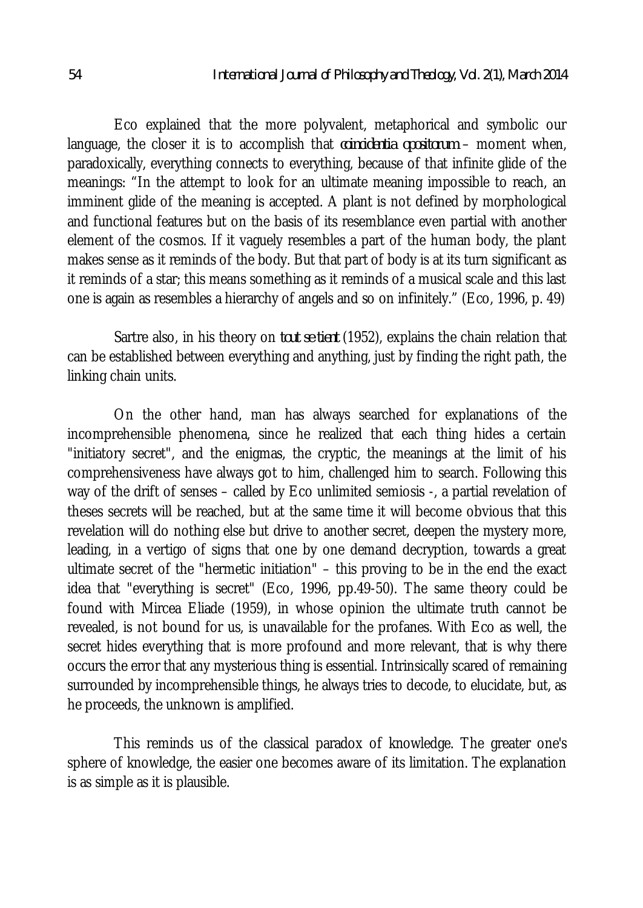Eco explained that the more polyvalent, metaphorical and symbolic our language, the closer it is to accomplish that ***coincidentia opositorum*** – moment when, paradoxically, everything connects to everything, because of that infinite glide of the meanings: "In the attempt to look for an ultimate meaning impossible to reach, an imminent glide of the meaning is accepted. A plant is not defined by morphological and functional features but on the basis of its resemblance even partial with another element of the cosmos. If it vaguely resembles a part of the human body, the plant makes sense as it reminds of the body. But that part of body is at its turn significant as it reminds of a star; this means something as it reminds of a musical scale and this last one is again as resembles a hierarchy of angels and so on infinitely." (Eco, 1996, p. 49)

Sartre also, in his theory on ***tout se tient*** (1952), explains the chain relation that can be established between everything and anything, just by finding the right path, the linking chain units.

On the other hand, man has always searched for explanations of the incomprehensible phenomena, since he realized that each thing hides a certain "initiatory secret", and the enigmas, the cryptic, the meanings at the limit of his comprehensiveness have always got to him, challenged him to search. Following this way of the drift of senses – called by Eco unlimited semiosis -, a partial revelation of theses secrets will be reached, but at the same time it will become obvious that this revelation will do nothing else but drive to another secret, deepen the mystery more, leading, in a vertigo of signs that one by one demand decryption, towards a great ultimate secret of the "hermetic initiation" – this proving to be in the end the exact idea that "everything is secret" (Eco, 1996, pp.49-50). The same theory could be found with Mircea Eliade (1959), in whose opinion the ultimate truth cannot be revealed, is not bound for us, is unavailable for the profanes. With Eco as well, the secret hides everything that is more profound and more relevant, that is why there occurs the error that any mysterious thing is essential. Intrinsically scared of remaining surrounded by incomprehensible things, he always tries to decode, to elucidate, but, as he proceeds, the unknown is amplified.

This reminds us of the classical paradox of knowledge. The greater one's sphere of knowledge, the easier one becomes aware of its limitation. The explanation is as simple as it is plausible.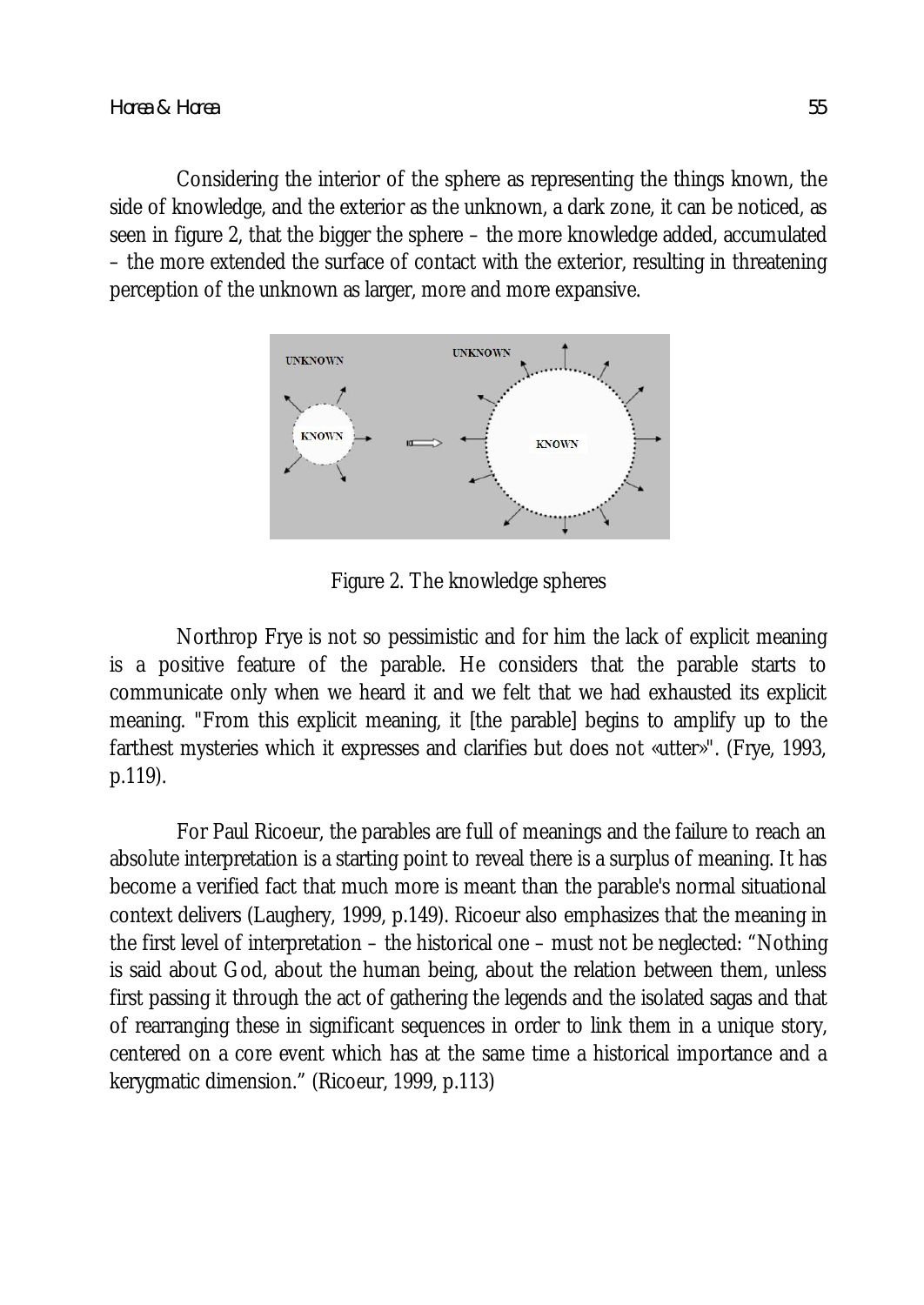Considering the interior of the sphere as representing the things known, the side of knowledge, and the exterior as the unknown, a dark zone, it can be noticed, as seen in figure 2, that the bigger the sphere – the more knowledge added, accumulated – the more extended the surface of contact with the exterior, resulting in threatening perception of the unknown as larger, more and more expansive.

Figure 2. The knowledge spheres

Northrop Frye is not so pessimistic and for him the lack of explicit meaning is a positive feature of the parable. He considers that the parable starts to communicate only when we heard it and we felt that we had exhausted its explicit meaning. "From this explicit meaning, it [the parable] begins to amplify up to the farthest mysteries which it expresses and clarifies but does not «utter»". (Frye, 1993, p.119).

For Paul Ricoeur, the parables are full of meanings and the failure to reach an absolute interpretation is a starting point to reveal there is a surplus of meaning. It has become a verified fact that much more is meant than the parable's normal situational context delivers (Laughery, 1999, p.149). Ricoeur also emphasizes that the meaning in the first level of interpretation – the historical one – must not be neglected: "Nothing is said about God, about the human being, about the relation between them, unless first passing it through the act of gathering the legends and the isolated sagas and that of rearranging these in significant sequences in order to link them in a unique story, centered on a core event which has at the same time a historical importance and a kerygmatic dimension." (Ricoeur, 1999, p.113)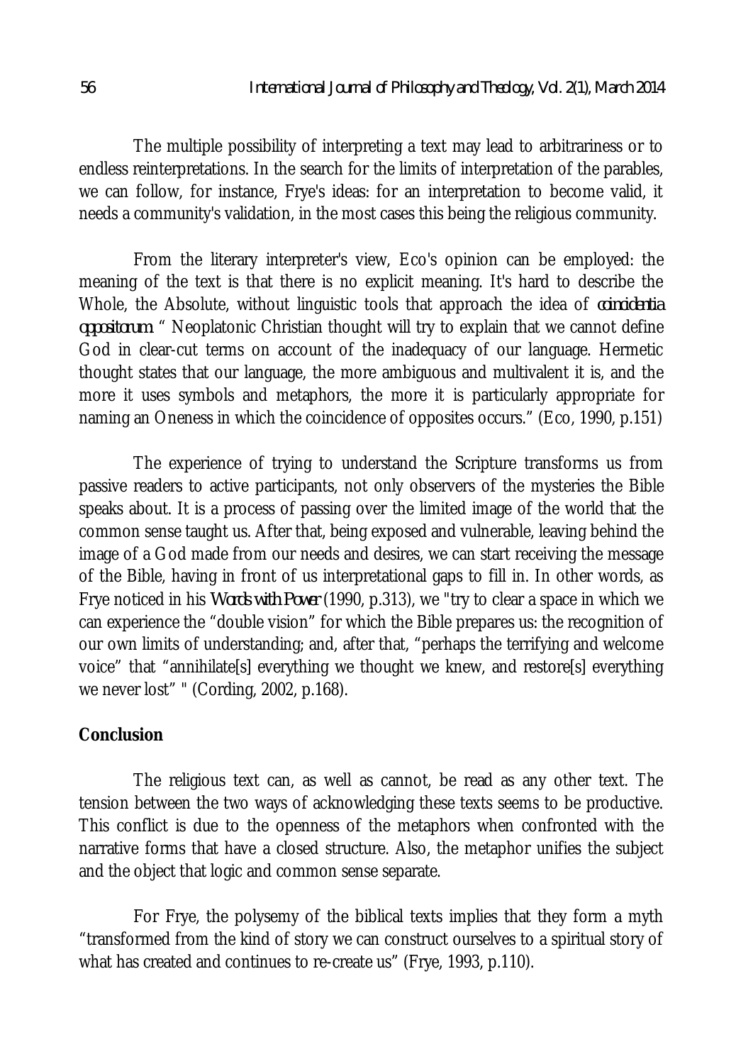The multiple possibility of interpreting a text may lead to arbitrariness or to endless reinterpretations. In the search for the limits of interpretation of the parables, we can follow, for instance, Frye's ideas: for an interpretation to become valid, it needs a community's validation, in the most cases this being the religious community.

From the literary interpreter's view, Eco's opinion can be employed: the meaning of the text is that there is no explicit meaning. It's hard to describe the Whole, the Absolute, without linguistic tools that approach the idea of *coincidentia oppositorum*. " Neoplatonic Christian thought will try to explain that we cannot define God in clear-cut terms on account of the inadequacy of our language. Hermetic thought states that our language, the more ambiguous and multivalent it is, and the more it uses symbols and metaphors, the more it is particularly appropriate for naming an Oneness in which the coincidence of opposites occurs." (Eco, 1990, p.151)

The experience of trying to understand the Scripture transforms us from passive readers to active participants, not only observers of the mysteries the Bible speaks about. It is a process of passing over the limited image of the world that the common sense taught us. After that, being exposed and vulnerable, leaving behind the image of a God made from our needs and desires, we can start receiving the message of the Bible, having in front of us interpretational gaps to fill in. In other words, as Frye noticed in his *Words with Power* (1990, p.313), we "try to clear a space in which we can experience the "double vision" for which the Bible prepares us: the recognition of our own limits of understanding; and, after that, "perhaps the terrifying and welcome voice" that "annihilate[s] everything we thought we knew, and restore[s] everything we never lost" " (Cording, 2002, p.168).

## Conclusion

The religious text can, as well as cannot, be read as any other text. The tension between the two ways of acknowledging these texts seems to be productive. This conflict is due to the openness of the metaphors when confronted with the narrative forms that have a closed structure. Also, the metaphor unifies the subject and the object that logic and common sense separate.

For Frye, the polysemy of the biblical texts implies that they form a myth "transformed from the kind of story we can construct ourselves to a spiritual story of what has created and continues to re-create us" (Frye, 1993, p.110).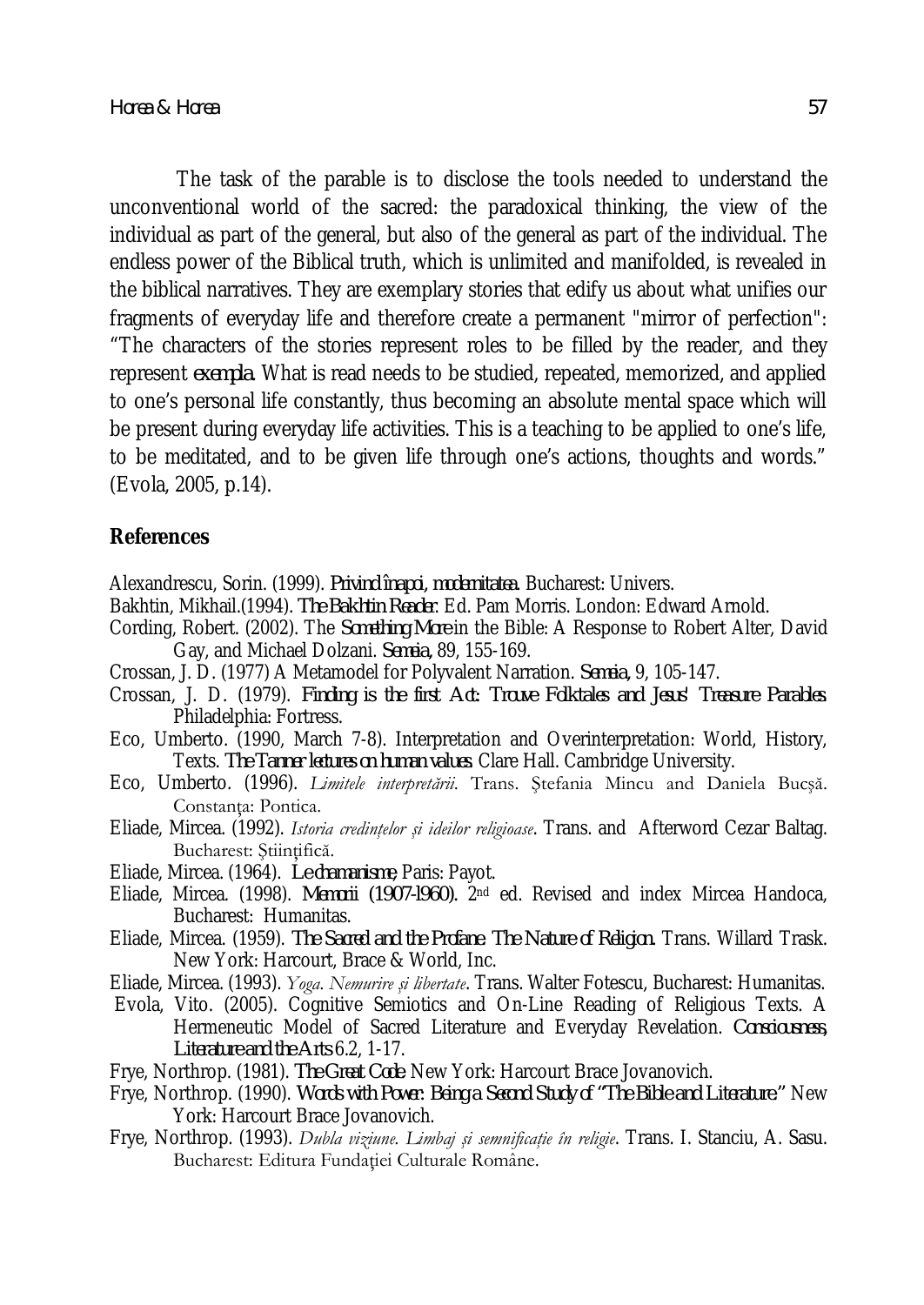The task of the parable is to disclose the tools needed to understand the unconventional world of the sacred: the paradoxical thinking, the view of the individual as part of the general, but also of the general as part of the individual. The endless power of the Biblical truth, which is unlimited and manifolded, is revealed in the biblical narratives. They are exemplary stories that edify us about what unifies our fragments of everyday life and therefore create a permanent "mirror of perfection": "The characters of the stories represent roles to be filled by the reader, and they represent *exempla*. What is read needs to be studied, repeated, memorized, and applied to one's personal life constantly, thus becoming an absolute mental space which will be present during everyday life activities. This is a teaching to be applied to one's life, to be meditated, and to be given life through one's actions, thoughts and words." (Evola, 2005, p.14).

## References

Alexandrescu, Sorin. (1999). *Privind înapoi, modernitatea*. Bucharest: Univers.

Bakhtin, Mikhail.(1994). *The Bakhtin Reader*. Ed. Pam Morris. London: Edward Arnold.

Cording, Robert. (2002). The *Something More* in the Bible: A Response to Robert Alter, David Gay, and Michael Dolzani. *Semeia*, 89, 155-169.

Crossan, J. D. (1977) A Metamodel for Polyvalent Narration. *Semeia*, 9, 105-147.

Crossan, J. D. (1979). *Finding is the first Act: Trouve Folktales and Jesus' Treasure Parables*. Philadelphia: Fortress.

Eco, Umberto. (1990, March 7-8). Interpretation and Overinterpretation: World, History, Texts. *The Tanner lectures on human values*. Clare Hall. Cambridge University.

Eco, Umberto. (1996). *Limitele interpretării*. Trans. Ştefania Mincu and Daniela Bucşă. Constanța: Pontica.

Eliade, Mircea. (1992). *Istoria credințelor și ideilor religioase*. Trans. and Afterword Cezar Baltag. Bucharest: Științifică.

Eliade, Mircea. (1964). *Le chamanisme*, Paris: Payot.

Eliade, Mircea. (1998). *Memorii (1907-1960)*. 2nd ed. Revised and index Mircea Handoca, Bucharest: Humanitas.

Eliade, Mircea. (1959). *The Sacred and the Profane: The Nature of Religion*. Trans. Willard Trask. New York: Harcourt, Brace & World, Inc.

Eliade, Mircea. (1993). *Yoga. Nemurire și libertate*. Trans. Walter Fotescu, Bucharest: Humanitas.

Evola, Vito. (2005). Cognitive Semiotics and On-Line Reading of Religious Texts. A Hermeneutic Model of Sacred Literature and Everyday Revelation. *Consciousness, Literature and the Arts* 6.2, 1-17.

Frye, Northrop. (1981). *The Great Code*. New York: Harcourt Brace Jovanovich.

Frye, Northrop. (1990). *Words with Power: Being a Second Study of "The Bible and Literature."* New York: Harcourt Brace Jovanovich.

Frye, Northrop. (1993). *Dubla viziune. Limbaj și semnificație în religie*. Trans. I. Stanciu, A. Sasu. Bucharest: Editura Fundației Culturale Române.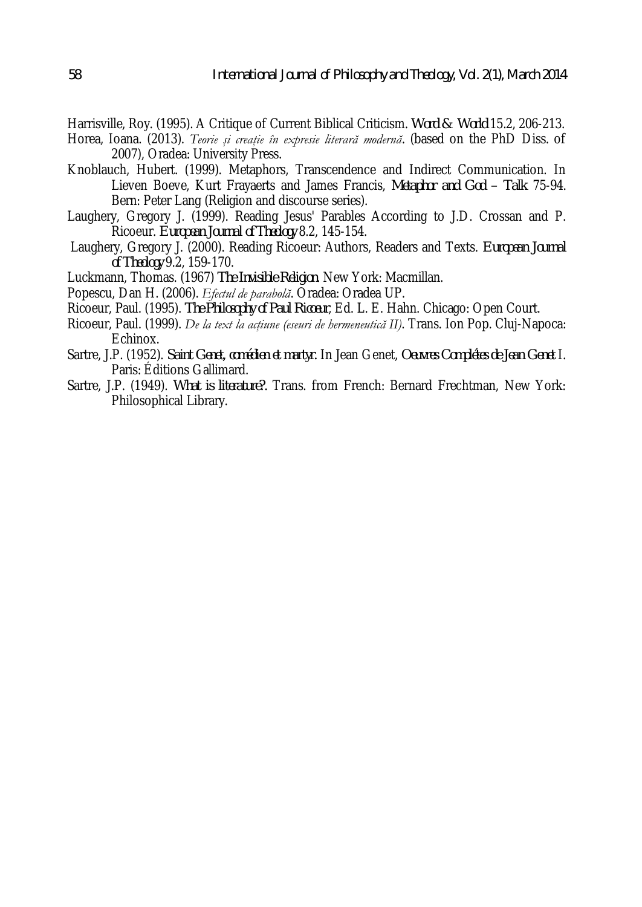Harrisville, Roy. (1995). A Critique of Current Biblical Criticism. *Word & World* 15.2, 206-213.

Horea, Ioana. (2013). *Teorie şi creaţie în expresie literară modernă*. (based on the PhD Diss. of 2007), Oradea: University Press.

Knoblauch, Hubert. (1999). Metaphors, Transcendence and Indirect Communication. In Lieven Boeve, Kurt Frayaerts and James Francis, *Metaphor and God – Talk*. 75-94. Bern: Peter Lang (Religion and discourse series).

Laughery, Gregory J. (1999). Reading Jesus' Parables According to J.D. Crossan and P. Ricoeur. *European Journal of Theology* 8.2, 145-154.

Laughery, Gregory J. (2000). Reading Ricoeur: Authors, Readers and Texts. *European Journal of Theology* 9.2, 159-170.

Luckmann, Thomas. (1967) *The Invisible Religion*. New York: Macmillan.

Popescu, Dan H. (2006). *Efectul de parabolă*. Oradea: Oradea UP.

Ricoeur, Paul. (1995). *The Philosophy of Paul Ricoeur*, Ed. L. E. Hahn. Chicago: Open Court.

Ricoeur, Paul. (1999). *De la text la acţiune (eseuri de hermeneutică II)*. Trans. Ion Pop. Cluj-Napoca: Echinox.

Sartre, J.P. (1952). *Saint Genet, comédien et martyr*. In Jean Genet, *Oeuvres Complétes de Jean Genet* I. Paris: Éditions Gallimard.

Sartre, J.P. (1949). *What is literature?*. Trans. from French: Bernard Frechtman, New York: Philosophical Library.